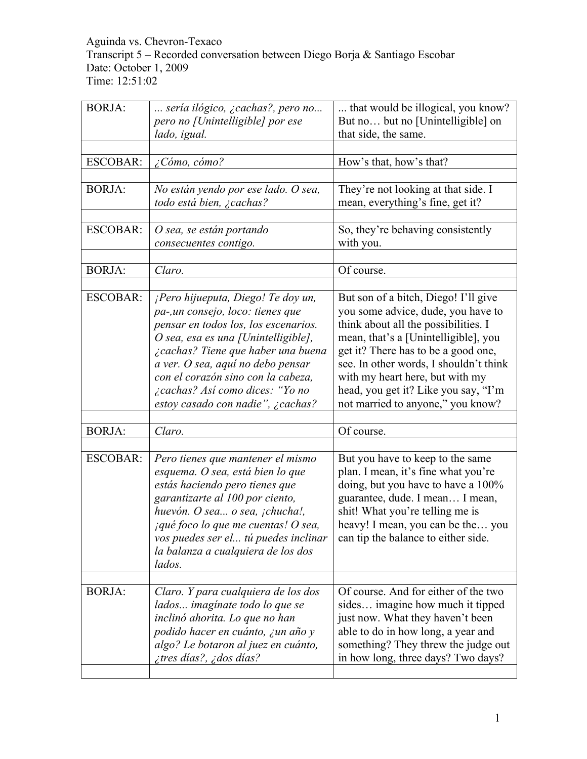Aguinda vs. Chevron-Texaco
Transcript 5 – Recorded conversation between Diego Borja & Santiago Escobar
Date: October 1, 2009
Time: 12:51:02

| | | |
|---|---|---|
| BORJA: | *... sería ilógico, ¿cachas?, pero no... pero no [Unintelligible] por ese lado, igual.* | ... that would be illogical, you know? But no… but no [Unintelligible] on that side, the same. |
| | | |
| ESCOBAR: | *¿Cómo, cómo?* | How's that, how's that? |
| | | |
| BORJA: | *No están yendo por ese lado. O sea, todo está bien, ¿cachas?* | They're not looking at that side. I mean, everything's fine, get it? |
| | | |
| ESCOBAR: | *O sea, se están portando consecuentes contigo.* | So, they're behaving consistently with you. |
| | | |
| BORJA: | *Claro.* | Of course. |
| | | |
| ESCOBAR: | *¡Pero hijueputa, Diego! Te doy un, pa-,un consejo, loco: tienes que pensar en todos los, los escenarios. O sea, esa es una [Unintelligible], ¿cachas? Tiene que haber una buena a ver. O sea, aquí no debo pensar con el corazón sino con la cabeza, ¿cachas? Así como dices: "Yo no estoy casado con nadie", ¿cachas?* | But son of a bitch, Diego! I'll give you some advice, dude, you have to think about all the possibilities. I mean, that's a [Unintelligible], you get it? There has to be a good one, see. In other words, I shouldn't think with my heart here, but with my head, you get it? Like you say, "I'm not married to anyone," you know? |
| | | |
| BORJA: | *Claro.* | Of course. |
| | | |
| ESCOBAR: | *Pero tienes que mantener el mismo esquema. O sea, está bien lo que estás haciendo pero tienes que garantizarte al 100 por ciento, huevón. O sea... o sea, ¡chucha!, ¡qué foco lo que me cuentas! O sea, vos puedes ser el... tú puedes inclinar la balanza a cualquiera de los dos lados.* | But you have to keep to the same plan. I mean, it's fine what you're doing, but you have to have a 100% guarantee, dude. I mean… I mean, shit! What you're telling me is heavy! I mean, you can be the… you can tip the balance to either side. |
| | | |
| BORJA: | *Claro. Y para cualquiera de los dos lados... imagínate todo lo que se inclinó ahorita. Lo que no han podido hacer en cuánto, ¿un año y algo? Le botaron al juez en cuánto, ¿tres días?, ¿dos días?* | Of course. And for either of the two sides… imagine how much it tipped just now. What they haven't been able to do in how long, a year and something? They threw the judge out in how long, three days? Two days? |
| | | |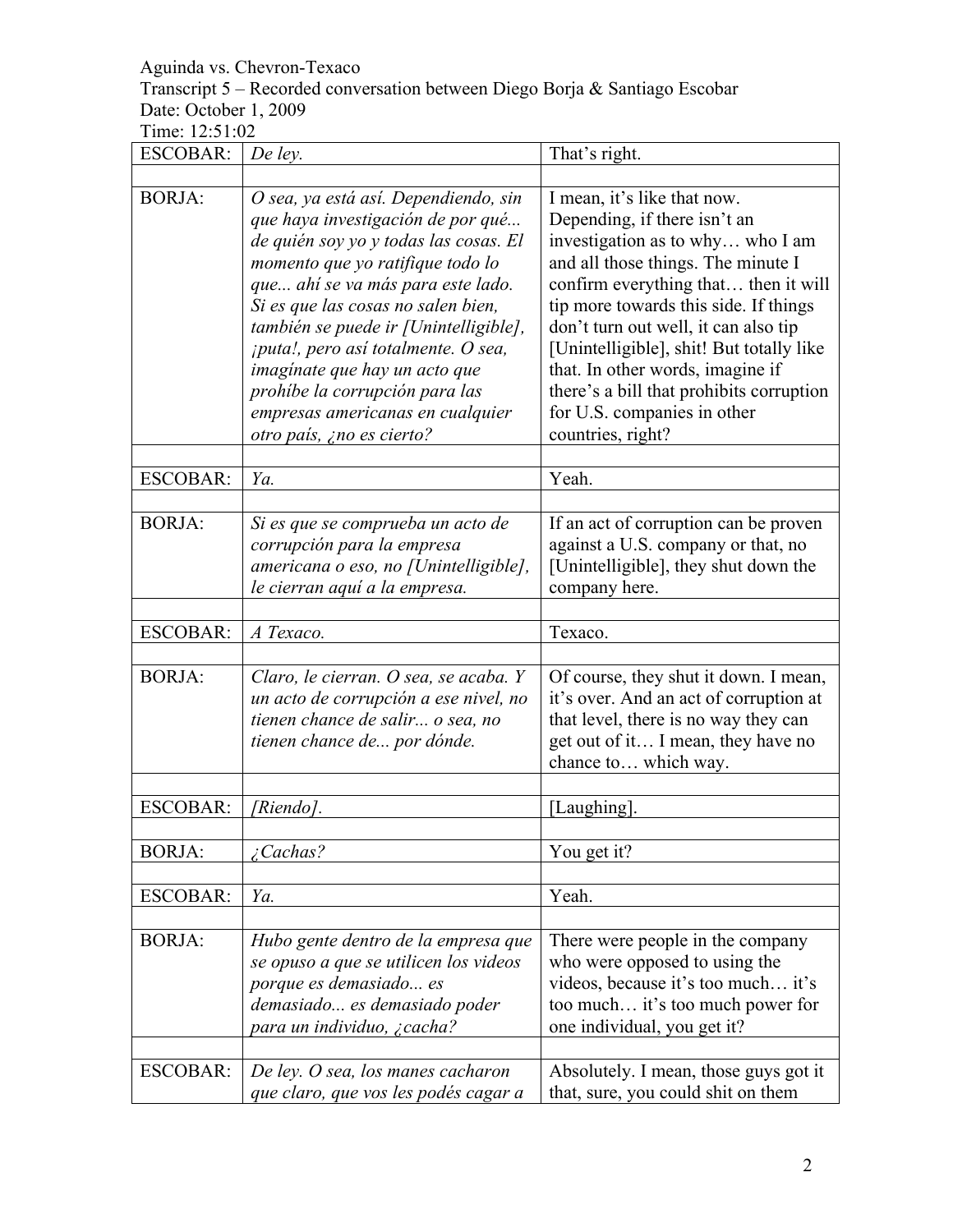Aguinda vs. Chevron-Texaco
Transcript 5 – Recorded conversation between Diego Borja & Santiago Escobar
Date: October 1, 2009
Time: 12:51:02

| | | |
|---|---|---|
| ESCOBAR: | *De ley.* | That's right. |
| | | |
| BORJA: | *O sea, ya está así. Dependiendo, sin que haya investigación de por qué... de quién soy yo y todas las cosas. El momento que yo ratifique todo lo que... ahí se va más para este lado. Si es que las cosas no salen bien, también se puede ir [Unintelligible], ¡puta!, pero así totalmente. O sea, imagínate que hay un acto que prohíbe la corrupción para las empresas americanas en cualquier otro país, ¿no es cierto?* | I mean, it's like that now. Depending, if there isn't an investigation as to why… who I am and all those things. The minute I confirm everything that… then it will tip more towards this side. If things don't turn out well, it can also tip [Unintelligible], shit! But totally like that. In other words, imagine if there's a bill that prohibits corruption for U.S. companies in other countries, right? |
| | | |
| ESCOBAR: | *Ya.* | Yeah. |
| | | |
| BORJA: | *Si es que se comprueba un acto de corrupción para la empresa americana o eso, no [Unintelligible], le cierran aquí a la empresa.* | If an act of corruption can be proven against a U.S. company or that, no [Unintelligible], they shut down the company here. |
| | | |
| ESCOBAR: | *A Texaco.* | Texaco. |
| | | |
| BORJA: | *Claro, le cierran. O sea, se acaba. Y un acto de corrupción a ese nivel, no tienen chance de salir... o sea, no tienen chance de... por dónde.* | Of course, they shut it down. I mean, it's over. And an act of corruption at that level, there is no way they can get out of it… I mean, they have no chance to… which way. |
| | | |
| ESCOBAR: | *[Riendo].* | [Laughing]. |
| | | |
| BORJA: | *¿Cachas?* | You get it? |
| | | |
| ESCOBAR: | *Ya.* | Yeah. |
| | | |
| BORJA: | *Hubo gente dentro de la empresa que se opuso a que se utilicen los videos porque es demasiado... es demasiado... es demasiado poder para un individuo, ¿cacha?* | There were people in the company who were opposed to using the videos, because it's too much… it's too much… it's too much power for one individual, you get it? |
| | | |
| ESCOBAR: | *De ley. O sea, los manes cacharon que claro, que vos les podés cagar a* | Absolutely. I mean, those guys got it that, sure, you could shit on them |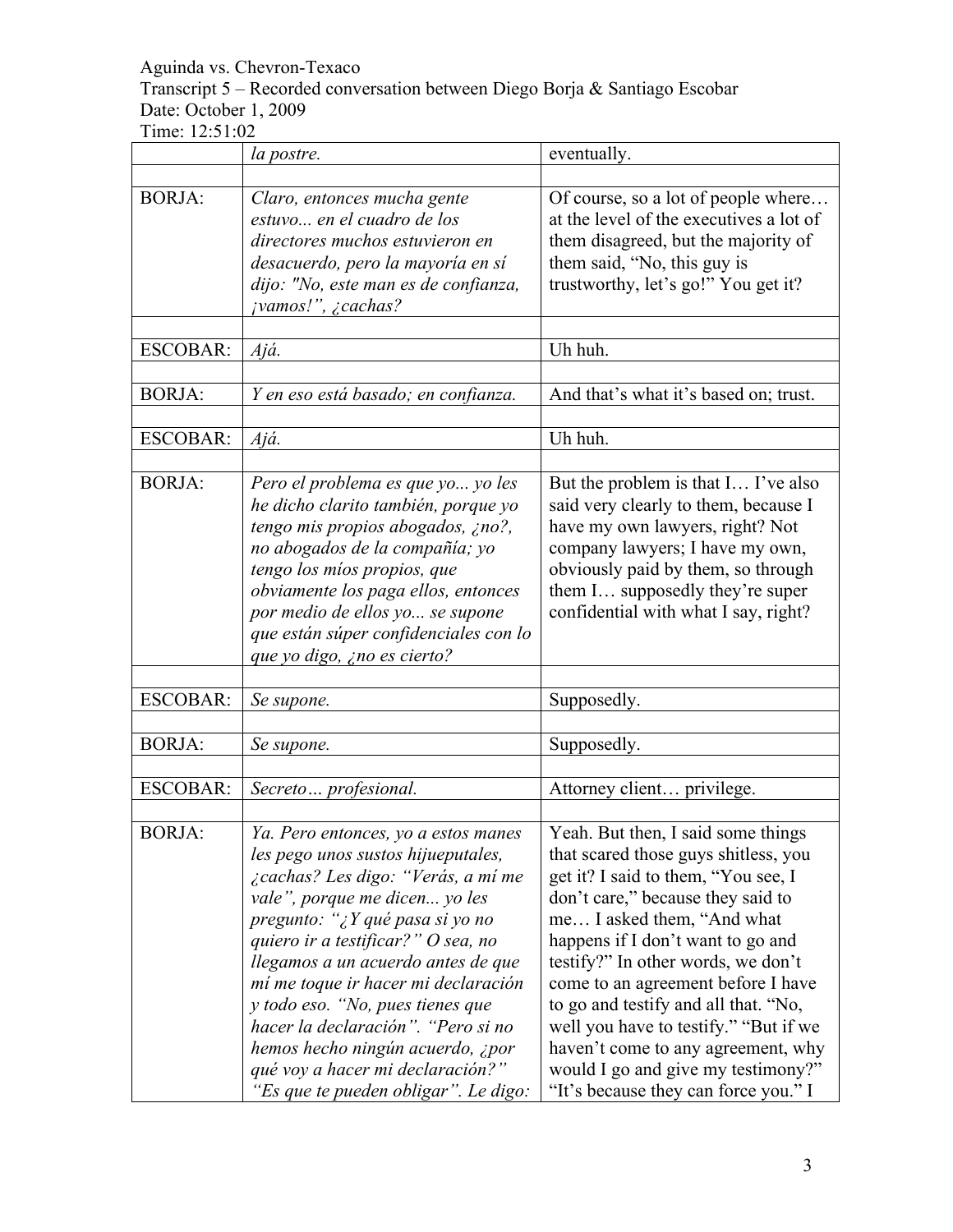Aguinda vs. Chevron-Texaco
Transcript 5 – Recorded conversation between Diego Borja & Santiago Escobar
Date: October 1, 2009
Time: 12:51:02

| | | |
|---|---|---|
| | *la postre.* | eventually. |
| | | |
| BORJA: | *Claro, entonces mucha gente estuvo... en el cuadro de los directores muchos estuvieron en desacuerdo, pero la mayoría en sí dijo: "No, este man es de confianza, ¡vamos!", ¿cachas?* | Of course, so a lot of people where… at the level of the executives a lot of them disagreed, but the majority of them said, "No, this guy is trustworthy, let's go!" You get it? |
| | | |
| ESCOBAR: | *Ajá.* | Uh huh. |
| | | |
| BORJA: | *Y en eso está basado; en confianza.* | And that's what it's based on; trust. |
| | | |
| ESCOBAR: | *Ajá.* | Uh huh. |
| | | |
| BORJA: | *Pero el problema es que yo... yo les he dicho clarito también, porque yo tengo mis propios abogados, ¿no?, no abogados de la compañía; yo tengo los míos propios, que obviamente los paga ellos, entonces por medio de ellos yo... se supone que están súper confidenciales con lo que yo digo, ¿no es cierto?* | But the problem is that I… I've also said very clearly to them, because I have my own lawyers, right? Not company lawyers; I have my own, obviously paid by them, so through them I… supposedly they're super confidential with what I say, right? |
| | | |
| ESCOBAR: | *Se supone.* | Supposedly. |
| | | |
| BORJA: | *Se supone.* | Supposedly. |
| | | |
| ESCOBAR: | *Secreto… profesional.* | Attorney client… privilege. |
| | | |
| BORJA: | *Ya. Pero entonces, yo a estos manes les pego unos sustos hijueputales, ¿cachas? Les digo: "Verás, a mí me vale", porque me dicen... yo les pregunto: "¿Y qué pasa si yo no quiero ir a testificar?" O sea, no llegamos a un acuerdo antes de que mí me toque ir hacer mi declaración y todo eso. "No, pues tienes que hacer la declaración". "Pero si no hemos hecho ningún acuerdo, ¿por qué voy a hacer mi declaración?" "Es que te pueden obligar". Le digo:* | Yeah. But then, I said some things that scared those guys shitless, you get it? I said to them, "You see, I don't care," because they said to me… I asked them, "And what happens if I don't want to go and testify?" In other words, we don't come to an agreement before I have to go and testify and all that. "No, well you have to testify." "But if we haven't come to any agreement, why would I go and give my testimony?" "It's because they can force you." I |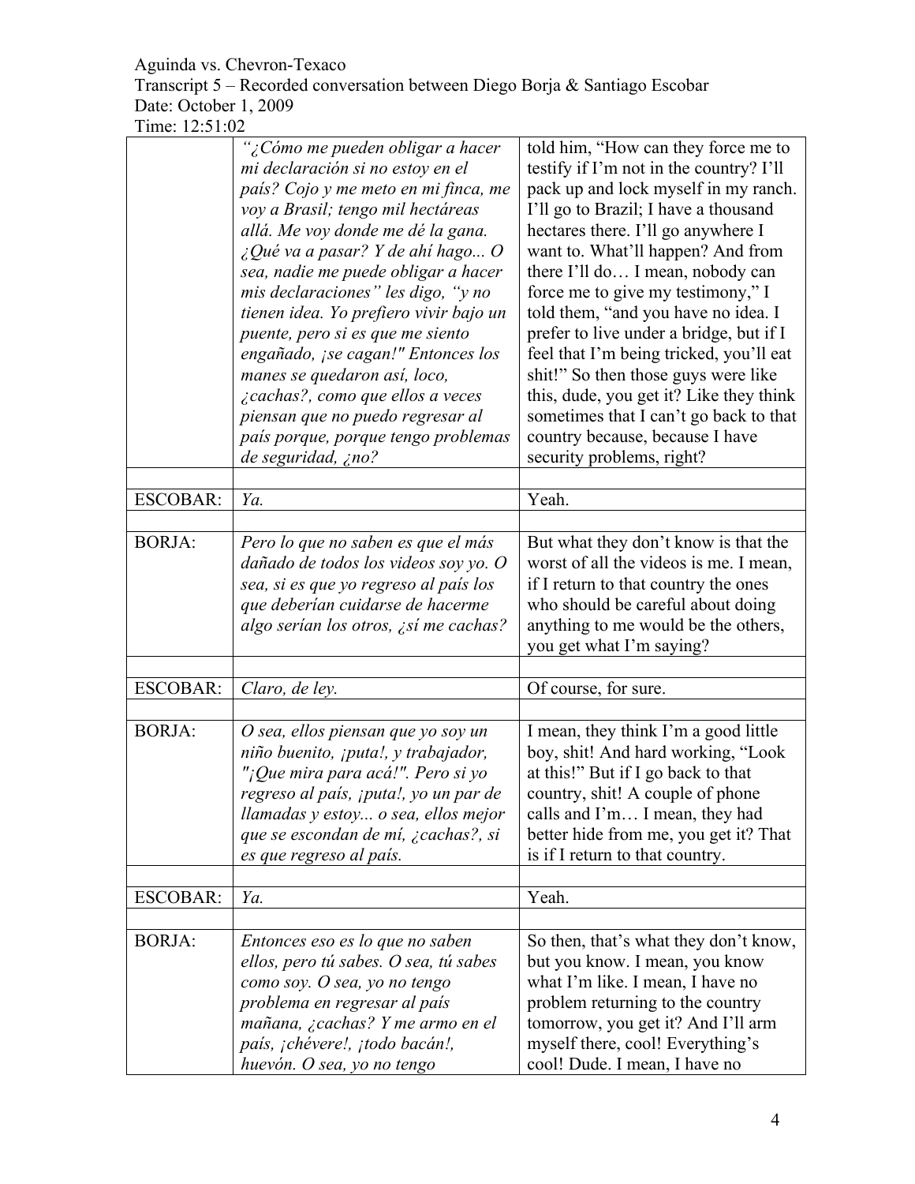| | | |
|---|---|---|
| | *"¿Cómo me pueden obligar a hacer mi declaración si no estoy en el país? Cojo y me meto en mi finca, me voy a Brasil; tengo mil hectáreas allá. Me voy donde me dé la gana. ¿Qué va a pasar? Y de ahí hago... O sea, nadie me puede obligar a hacer mis declaraciones" les digo, "y no tienen idea. Yo prefiero vivir bajo un puente, pero si es que me siento engañado, ¡se cagan!" Entonces los manes se quedaron así, loco, ¿cachas?, como que ellos a veces piensan que no puedo regresar al país porque, porque tengo problemas de seguridad, ¿no?* | told him, "How can they force me to testify if I'm not in the country? I'll pack up and lock myself in my ranch. I'll go to Brazil; I have a thousand hectares there. I'll go anywhere I want to. What'll happen? And from there I'll do… I mean, nobody can force me to give my testimony," I told them, "and you have no idea. I prefer to live under a bridge, but if I feel that I'm being tricked, you'll eat shit!" So then those guys were like this, dude, you get it? Like they think sometimes that I can't go back to that country because, because I have security problems, right? |
| | | |
| ESCOBAR: | *Ya.* | Yeah. |
| | | |
| BORJA: | *Pero lo que no saben es que el más dañado de todos los videos soy yo. O sea, si es que yo regreso al país los que deberían cuidarse de hacerme algo serían los otros, ¿sí me cachas?* | But what they don't know is that the worst of all the videos is me. I mean, if I return to that country the ones who should be careful about doing anything to me would be the others, you get what I'm saying? |
| | | |
| ESCOBAR: | *Claro, de ley.* | Of course, for sure. |
| | | |
| BORJA: | *O sea, ellos piensan que yo soy un niño buenito, ¡puta!, y trabajador, "¡Que mira para acá!". Pero si yo regreso al país, ¡puta!, yo un par de llamadas y estoy... o sea, ellos mejor que se escondan de mí, ¿cachas?, si es que regreso al país.* | I mean, they think I'm a good little boy, shit! And hard working, "Look at this!" But if I go back to that country, shit! A couple of phone calls and I'm… I mean, they had better hide from me, you get it? That is if I return to that country. |
| | | |
| ESCOBAR: | *Ya.* | Yeah. |
| | | |
| BORJA: | *Entonces eso es lo que no saben ellos, pero tú sabes. O sea, tú sabes como soy. O sea, yo no tengo problema en regresar al país mañana, ¿cachas? Y me armo en el país, ¡chévere!, ¡todo bacán!, huevón. O sea, yo no tengo* | So then, that's what they don't know, but you know. I mean, you know what I'm like. I mean, I have no problem returning to the country tomorrow, you get it? And I'll arm myself there, cool! Everything's cool! Dude. I mean, I have no |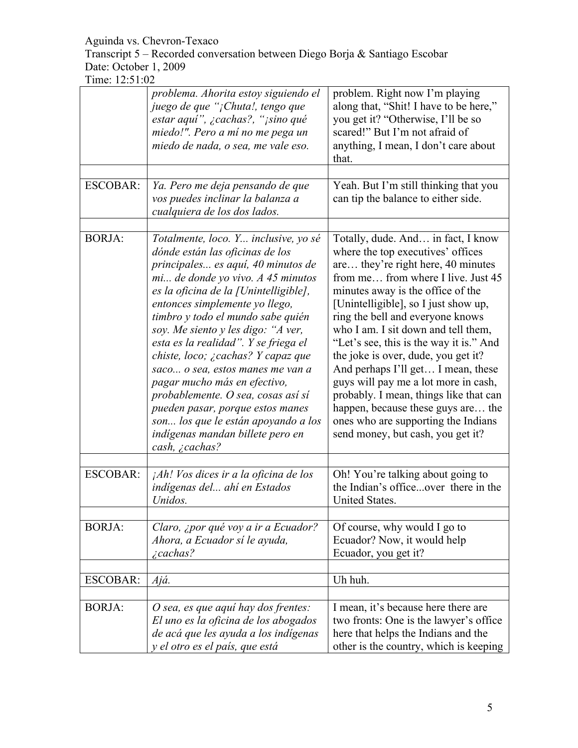| | | |
|---|---|---|
| | *problema. Ahorita estoy siguiendo el juego de que "¡Chuta!, tengo que estar aquí", ¿cachas?, "¡sino qué miedo!". Pero a mí no me pega un miedo de nada, o sea, me vale eso.* | problem. Right now I'm playing along that, "Shit! I have to be here," you get it? "Otherwise, I'll be so scared!" But I'm not afraid of anything, I mean, I don't care about that. |
| | | |
| ESCOBAR: | *Ya. Pero me deja pensando de que vos puedes inclinar la balanza a cualquiera de los dos lados.* | Yeah. But I'm still thinking that you can tip the balance to either side. |
| | | |
| BORJA: | *Totalmente, loco. Y... inclusive, yo sé dónde están las oficinas de los principales... es aquí, 40 minutos de mi... de donde yo vivo. A 45 minutos es la oficina de la [Unintelligible], entonces simplemente yo llego, timbro y todo el mundo sabe quién soy. Me siento y les digo: "A ver, esta es la realidad". Y se friega el chiste, loco; ¿cachas? Y capaz que saco... o sea, estos manes me van a pagar mucho más en efectivo, probablemente. O sea, cosas así sí pueden pasar, porque estos manes son... los que le están apoyando a los indígenas mandan billete pero en cash, ¿cachas?* | Totally, dude. And… in fact, I know where the top executives' offices are… they're right here, 40 minutes from me… from where I live. Just 45 minutes away is the office of the [Unintelligible], so I just show up, ring the bell and everyone knows who I am. I sit down and tell them, "Let's see, this is the way it is." And the joke is over, dude, you get it? And perhaps I'll get… I mean, these guys will pay me a lot more in cash, probably. I mean, things like that can happen, because these guys are… the ones who are supporting the Indians send money, but cash, you get it? |
| | | |
| ESCOBAR: | *¡Ah! Vos dices ir a la oficina de los indígenas del... ahí en Estados Unidos.* | Oh! You're talking about going to the Indian's office...over there in the United States. |
| | | |
| BORJA: | *Claro, ¿por qué voy a ir a Ecuador? Ahora, a Ecuador sí le ayuda, ¿cachas?* | Of course, why would I go to Ecuador? Now, it would help Ecuador, you get it? |
| | | |
| ESCOBAR: | *Ajá.* | Uh huh. |
| | | |
| BORJA: | *O sea, es que aquí hay dos frentes: El uno es la oficina de los abogados de acá que les ayuda a los indígenas y el otro es el país, que está* | I mean, it's because here there are two fronts: One is the lawyer's office here that helps the Indians and the other is the country, which is keeping |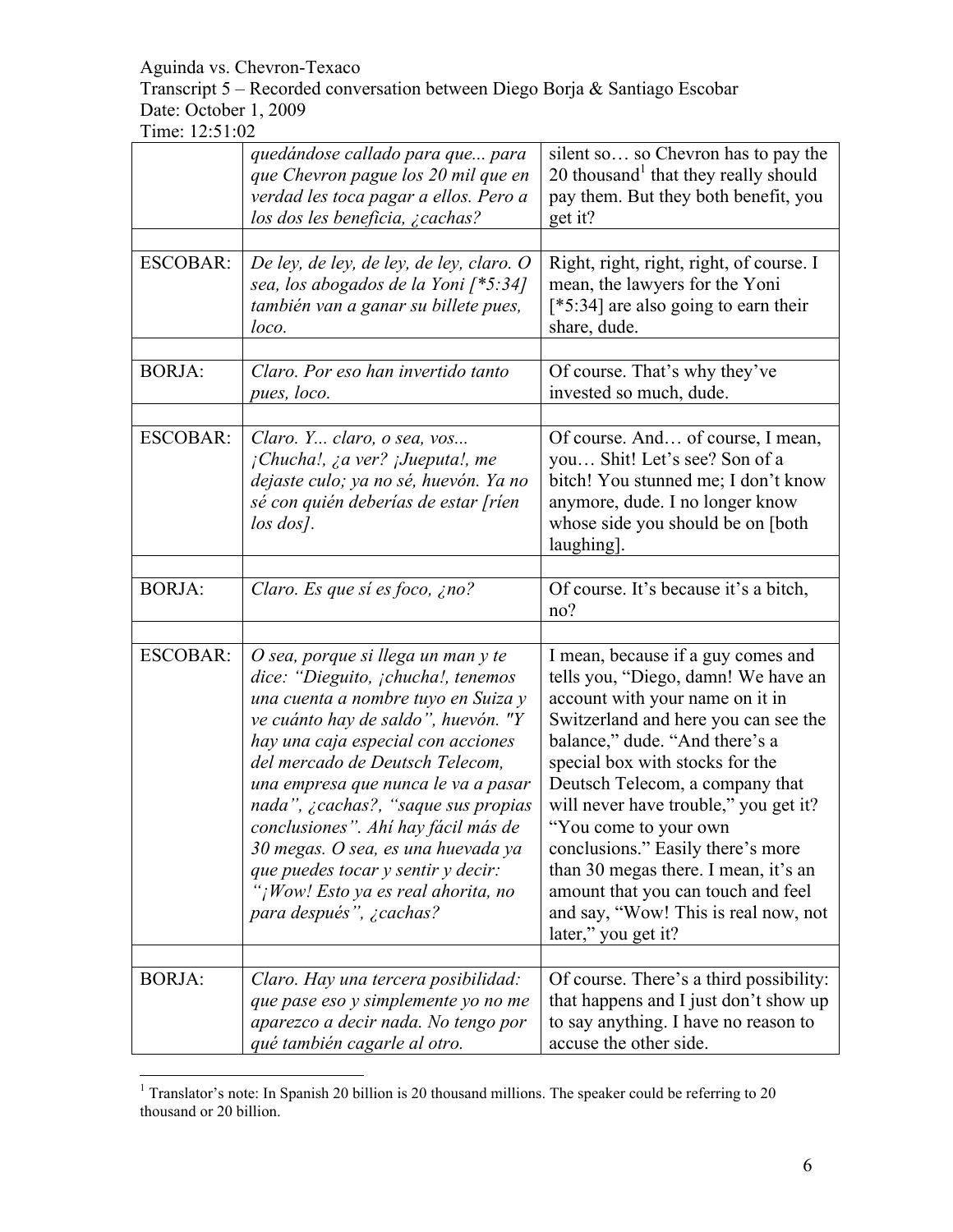| | | |
|---|---|---|
| | *quedándose callado para que... para que Chevron pague los 20 mil que en verdad les toca pagar a ellos. Pero a los dos les beneficia, ¿cachas?* | silent so… so Chevron has to pay the 20 thousand[1] that they really should pay them. But they both benefit, you get it? |
| ESCOBAR: | *De ley, de ley, de ley, de ley, claro. O sea, los abogados de la Yoni [*5:34] también van a ganar su billete pues, loco.* | Right, right, right, right, of course. I mean, the lawyers for the Yoni [*5:34] are also going to earn their share, dude. |
| BORJA: | *Claro. Por eso han invertido tanto pues, loco.* | Of course. That's why they've invested so much, dude. |
| ESCOBAR: | *Claro. Y... claro, o sea, vos... ¡Chucha!, ¿a ver? ¡Jueputa!, me dejaste culo; ya no sé, huevón. Ya no sé con quién deberías de estar [ríen los dos].* | Of course. And… of course, I mean, you… Shit! Let's see? Son of a bitch! You stunned me; I don't know anymore, dude. I no longer know whose side you should be on [both laughing]. |
| BORJA: | *Claro. Es que sí es foco, ¿no?* | Of course. It's because it's a bitch, no? |
| ESCOBAR: | *O sea, porque si llega un man y te dice: "Dieguito, ¡chucha!, tenemos una cuenta a nombre tuyo en Suiza y ve cuánto hay de saldo", huevón. "Y hay una caja especial con acciones del mercado de Deutsch Telecom, una empresa que nunca le va a pasar nada", ¿cachas?, "saque sus propias conclusiones". Ahí hay fácil más de 30 megas. O sea, es una huevada ya que puedes tocar y sentir y decir: "¡Wow! Esto ya es real ahorita, no para después", ¿cachas?* | I mean, because if a guy comes and tells you, "Diego, damn! We have an account with your name on it in Switzerland and here you can see the balance," dude. "And there's a special box with stocks for the Deutsch Telecom, a company that will never have trouble," you get it? "You come to your own conclusions." Easily there's more than 30 megas there. I mean, it's an amount that you can touch and feel and say, "Wow! This is real now, not later," you get it? |
| BORJA: | *Claro. Hay una tercera posibilidad: que pase eso y simplemente yo no me aparezco a decir nada. No tengo por qué también cagarle al otro.* | Of course. There's a third possibility: that happens and I just don't show up to say anything. I have no reason to accuse the other side. |

[1] Translator's note: In Spanish 20 billion is 20 thousand millions. The speaker could be referring to 20 thousand or 20 billion.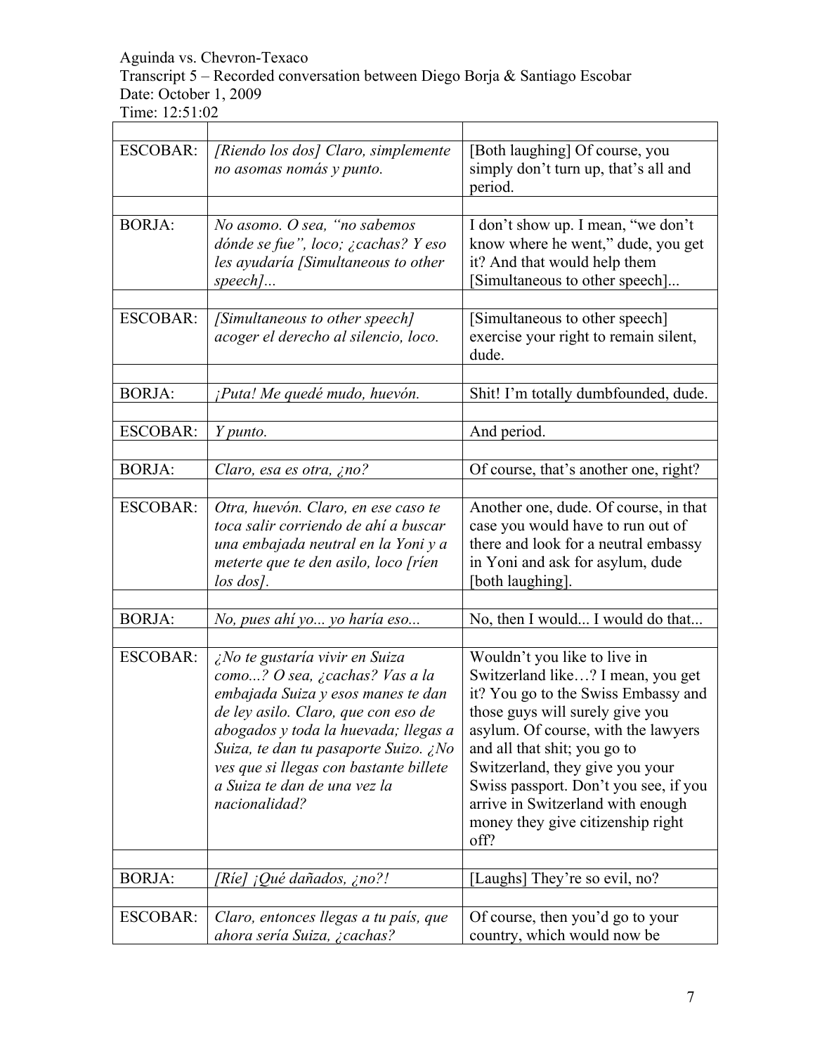Aguinda vs. Chevron-Texaco
Transcript 5 – Recorded conversation between Diego Borja & Santiago Escobar
Date: October 1, 2009
Time: 12:51:02

| | | |
|---|---|---|
| ESCOBAR: | *[Riendo los dos] Claro, simplemente no asomas nomás y punto.* | [Both laughing] Of course, you simply don't turn up, that's all and period. |
| | | |
| BORJA: | *No asomo. O sea, "no sabemos dónde se fue", loco; ¿cachas? Y eso les ayudaría [Simultaneous to other speech]...* | I don't show up. I mean, "we don't know where he went," dude, you get it? And that would help them [Simultaneous to other speech]... |
| | | |
| ESCOBAR: | *[Simultaneous to other speech] acoger el derecho al silencio, loco.* | [Simultaneous to other speech] exercise your right to remain silent, dude. |
| | | |
| BORJA: | *¡Puta! Me quedé mudo, huevón.* | Shit! I'm totally dumbfounded, dude. |
| | | |
| ESCOBAR: | *Y punto.* | And period. |
| | | |
| BORJA: | *Claro, esa es otra, ¿no?* | Of course, that's another one, right? |
| | | |
| ESCOBAR: | *Otra, huevón. Claro, en ese caso te toca salir corriendo de ahí a buscar una embajada neutral en la Yoni y a meterte que te den asilo, loco [ríen los dos].* | Another one, dude. Of course, in that case you would have to run out of there and look for a neutral embassy in Yoni and ask for asylum, dude [both laughing]. |
| | | |
| BORJA: | *No, pues ahí yo... yo haría eso...* | No, then I would... I would do that... |
| | | |
| ESCOBAR: | *¿No te gustaría vivir en Suiza como...? O sea, ¿cachas? Vas a la embajada Suiza y esos manes te dan de ley asilo. Claro, que con eso de abogados y toda la huevada; llegas a Suiza, te dan tu pasaporte Suizo. ¿No ves que si llegas con bastante billete a Suiza te dan de una vez la nacionalidad?* | Wouldn't you like to live in Switzerland like…? I mean, you get it? You go to the Swiss Embassy and those guys will surely give you asylum. Of course, with the lawyers and all that shit; you go to Switzerland, they give you your Swiss passport. Don't you see, if you arrive in Switzerland with enough money they give citizenship right off? |
| | | |
| BORJA: | *[Ríe] ¡Qué dañados, ¿no?!* | [Laughs] They're so evil, no? |
| | | |
| ESCOBAR: | *Claro, entonces llegas a tu país, que ahora sería Suiza, ¿cachas?* | Of course, then you'd go to your country, which would now be |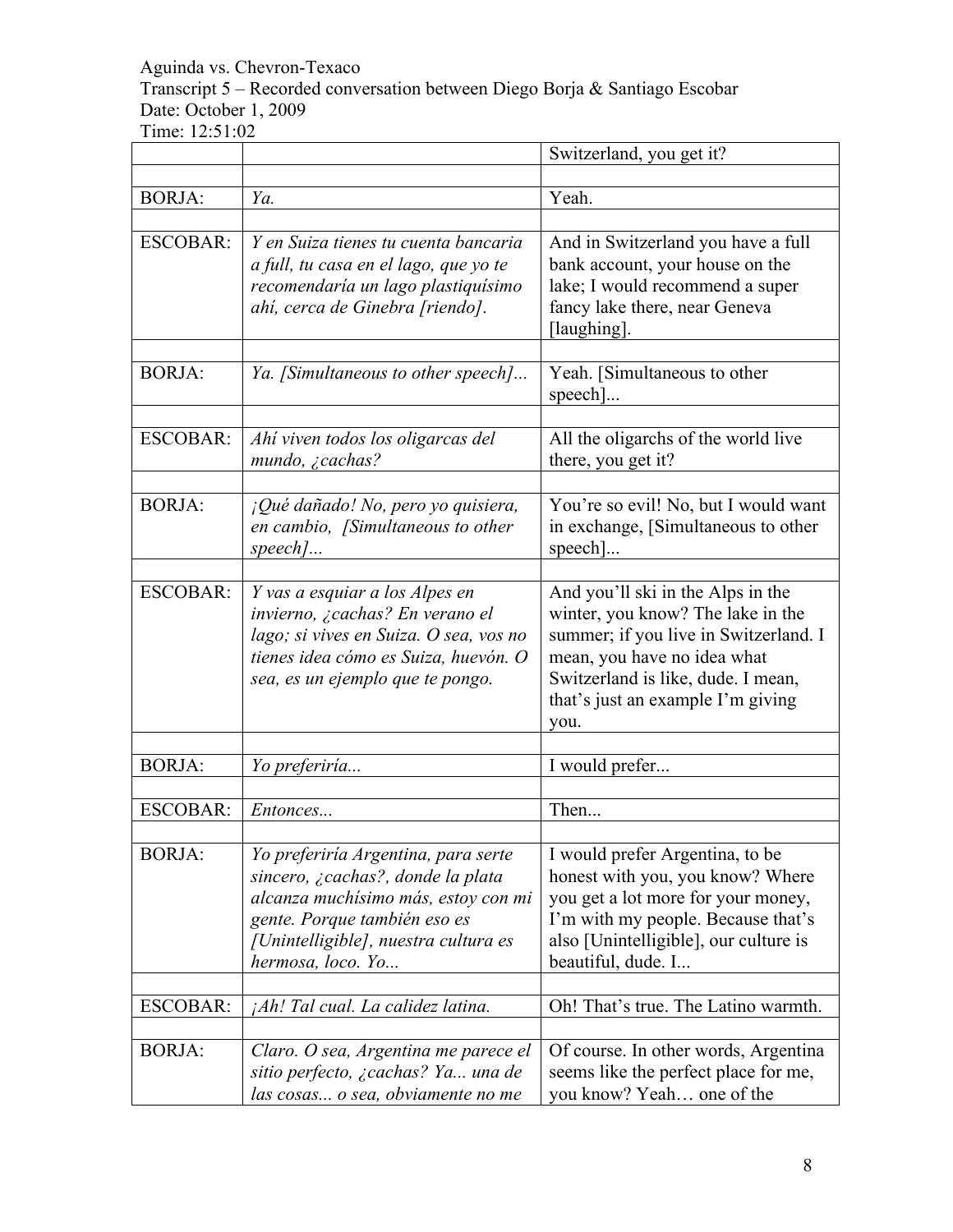Aguinda vs. Chevron-Texaco
Transcript 5 – Recorded conversation between Diego Borja & Santiago Escobar
Date: October 1, 2009
Time: 12:51:02

| | | |
|---|---|---|
| | | Switzerland, you get it? |
| | | |
| BORJA: | *Ya.* | Yeah. |
| | | |
| ESCOBAR: | *Y en Suiza tienes tu cuenta bancaria a full, tu casa en el lago, que yo te recomendaría un lago plastiquísimo ahí, cerca de Ginebra [riendo].* | And in Switzerland you have a full bank account, your house on the lake; I would recommend a super fancy lake there, near Geneva [laughing]. |
| | | |
| BORJA: | *Ya. [Simultaneous to other speech]...* | Yeah. [Simultaneous to other speech]... |
| | | |
| ESCOBAR: | *Ahí viven todos los oligarcas del mundo, ¿cachas?* | All the oligarchs of the world live there, you get it? |
| | | |
| BORJA: | *¡Qué dañado! No, pero yo quisiera, en cambio, [Simultaneous to other speech]...* | You're so evil! No, but I would want in exchange, [Simultaneous to other speech]... |
| | | |
| ESCOBAR: | *Y vas a esquiar a los Alpes en invierno, ¿cachas? En verano el lago; si vives en Suiza. O sea, vos no tienes idea cómo es Suiza, huevón. O sea, es un ejemplo que te pongo.* | And you'll ski in the Alps in the winter, you know? The lake in the summer; if you live in Switzerland. I mean, you have no idea what Switzerland is like, dude. I mean, that's just an example I'm giving you. |
| | | |
| BORJA: | *Yo preferiría...* | I would prefer... |
| | | |
| ESCOBAR: | *Entonces...* | Then... |
| | | |
| BORJA: | *Yo preferiría Argentina, para serte sincero, ¿cachas?, donde la plata alcanza muchísimo más, estoy con mi gente. Porque también eso es [Unintelligible], nuestra cultura es hermosa, loco. Yo...* | I would prefer Argentina, to be honest with you, you know? Where you get a lot more for your money, I'm with my people. Because that's also [Unintelligible], our culture is beautiful, dude. I... |
| | | |
| ESCOBAR: | *¡Ah! Tal cual. La calidez latina.* | Oh! That's true. The Latino warmth. |
| | | |
| BORJA: | *Claro. O sea, Argentina me parece el sitio perfecto, ¿cachas? Ya... una de las cosas... o sea, obviamente no me* | Of course. In other words, Argentina seems like the perfect place for me, you know? Yeah… one of the |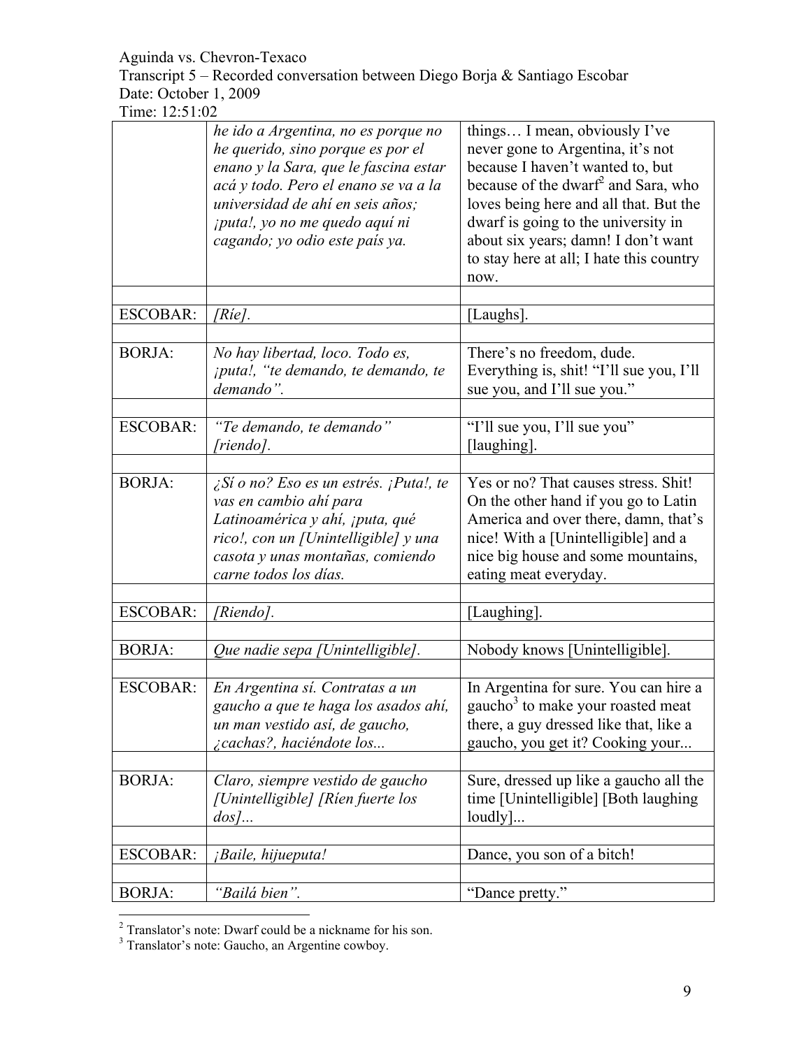Aguinda vs. Chevron-Texaco
Transcript 5 – Recorded conversation between Diego Borja & Santiago Escobar
Date: October 1, 2009
Time: 12:51:02

| | | |
|---|---|---|
| | *he ido a Argentina, no es porque no he querido, sino porque es por el enano y la Sara, que le fascina estar acá y todo. Pero el enano se va a la universidad de ahí en seis años; ¡puta!, yo no me quedo aquí ni cagando; yo odio este país ya.* | things… I mean, obviously I've never gone to Argentina, it's not because I haven't wanted to, but because of the dwarf[2] and Sara, who loves being here and all that. But the dwarf is going to the university in about six years; damn! I don't want to stay here at all; I hate this country now. |
| | | |
| ESCOBAR: | *[Ríe].* | [Laughs]. |
| | | |
| BORJA: | *No hay libertad, loco. Todo es, ¡puta!, "te demando, te demando, te demando".* | There's no freedom, dude. Everything is, shit! "I'll sue you, I'll sue you, and I'll sue you." |
| | | |
| ESCOBAR: | *"Te demando, te demando" [riendo].* | "I'll sue you, I'll sue you" [laughing]. |
| | | |
| BORJA: | *¿Sí o no? Eso es un estrés. ¡Puta!, te vas en cambio ahí para Latinoamérica y ahí, ¡puta, qué rico!, con un [Unintelligible] y una casota y unas montañas, comiendo carne todos los días.* | Yes or no? That causes stress. Shit! On the other hand if you go to Latin America and over there, damn, that's nice! With a [Unintelligible] and a nice big house and some mountains, eating meat everyday. |
| | | |
| ESCOBAR: | *[Riendo].* | [Laughing]. |
| | | |
| BORJA: | *Que nadie sepa [Unintelligible].* | Nobody knows [Unintelligible]. |
| | | |
| ESCOBAR: | *En Argentina sí. Contratas a un gaucho a que te haga los asados ahí, un man vestido así, de gaucho, ¿cachas?, haciéndote los...* | In Argentina for sure. You can hire a gaucho[3] to make your roasted meat there, a guy dressed like that, like a gaucho, you get it? Cooking your... |
| | | |
| BORJA: | *Claro, siempre vestido de gaucho [Unintelligible] [Ríen fuerte los dos]...* | Sure, dressed up like a gaucho all the time [Unintelligible] [Both laughing loudly]... |
| | | |
| ESCOBAR: | *¡Baile, hijueputa!* | Dance, you son of a bitch! |
| | | |
| BORJA: | *"Bailá bien".* | "Dance pretty." |

[2] Translator's note: Dwarf could be a nickname for his son.
[3] Translator's note: Gaucho, an Argentine cowboy.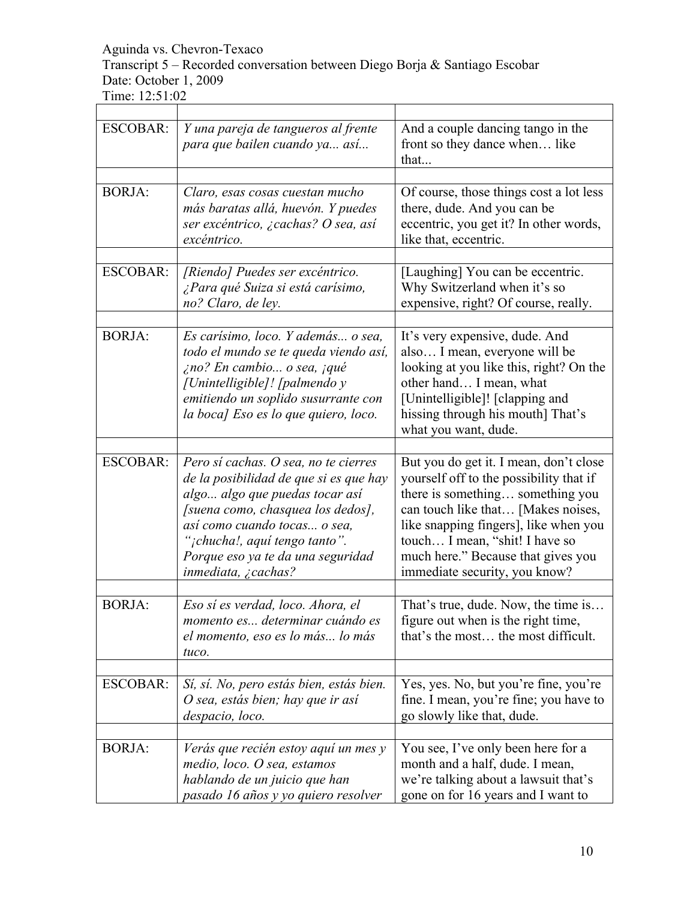Aguinda vs. Chevron-Texaco
Transcript 5 – Recorded conversation between Diego Borja & Santiago Escobar
Date: October 1, 2009
Time: 12:51:02

| | | |
|---|---|---|
| ESCOBAR: | *Y una pareja de tangueros al frente para que bailen cuando ya... así...* | And a couple dancing tango in the front so they dance when… like that... |
| BORJA: | *Claro, esas cosas cuestan mucho más baratas allá, huevón. Y puedes ser excéntrico, ¿cachas? O sea, así excéntrico.* | Of course, those things cost a lot less there, dude. And you can be eccentric, you get it? In other words, like that, eccentric. |
| ESCOBAR: | *[Riendo] Puedes ser excéntrico. ¿Para qué Suiza si está carísimo, no? Claro, de ley.* | [Laughing] You can be eccentric. Why Switzerland when it's so expensive, right? Of course, really. |
| BORJA: | *Es carísimo, loco. Y además... o sea, todo el mundo se te queda viendo así, ¿no? En cambio... o sea, ¡qué [Unintelligible]! [palmendo y emitiendo un soplido susurrante con la boca] Eso es lo que quiero, loco.* | It's very expensive, dude. And also… I mean, everyone will be looking at you like this, right? On the other hand… I mean, what [Unintelligible]! [clapping and hissing through his mouth] That's what you want, dude. |
| ESCOBAR: | *Pero sí cachas. O sea, no te cierres de la posibilidad de que si es que hay algo... algo que puedas tocar así [suena como, chasquea los dedos], así como cuando tocas... o sea, "¡chucha!, aquí tengo tanto". Porque eso ya te da una seguridad inmediata, ¿cachas?* | But you do get it. I mean, don't close yourself off to the possibility that if there is something… something you can touch like that… [Makes noises, like snapping fingers], like when you touch… I mean, "shit! I have so much here." Because that gives you immediate security, you know? |
| BORJA: | *Eso sí es verdad, loco. Ahora, el momento es... determinar cuándo es el momento, eso es lo más... lo más tuco.* | That's true, dude. Now, the time is… figure out when is the right time, that's the most… the most difficult. |
| ESCOBAR: | *Sí, sí. No, pero estás bien, estás bien. O sea, estás bien; hay que ir así despacio, loco.* | Yes, yes. No, but you're fine, you're fine. I mean, you're fine; you have to go slowly like that, dude. |
| BORJA: | *Verás que recién estoy aquí un mes y medio, loco. O sea, estamos hablando de un juicio que han pasado 16 años y yo quiero resolver* | You see, I've only been here for a month and a half, dude. I mean, we're talking about a lawsuit that's gone on for 16 years and I want to |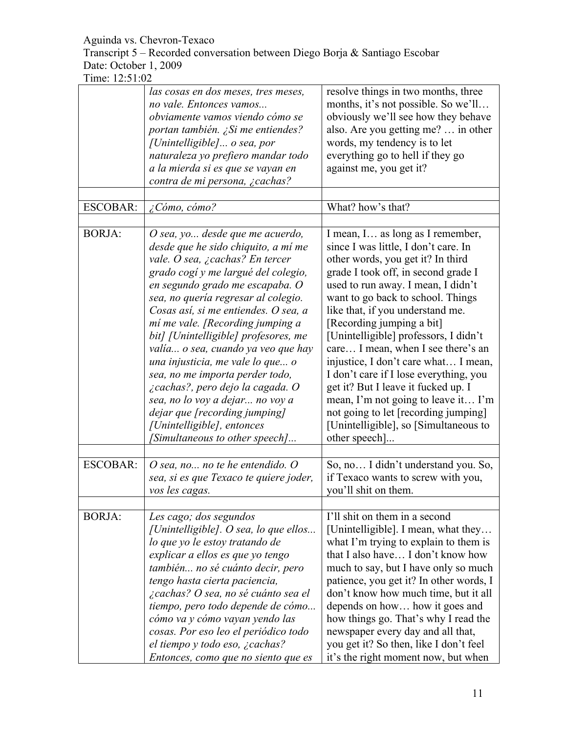| | | |
|---|---|---|
| | *las cosas en dos meses, tres meses, no vale. Entonces vamos... obviamente vamos viendo cómo se portan también. ¿Si me entiendes? [Unintelligible]... o sea, por naturaleza yo prefiero mandar todo a la mierda si es que se vayan en contra de mi persona, ¿cachas?* | resolve things in two months, three months, it's not possible. So we'll… obviously we'll see how they behave also. Are you getting me? … in other words, my tendency is to let everything go to hell if they go against me, you get it? |
| | | |
| ESCOBAR: | *¿Cómo, cómo?* | What? how's that? |
| | | |
| BORJA: | *O sea, yo... desde que me acuerdo, desde que he sido chiquito, a mí me vale. O sea, ¿cachas? En tercer grado cogí y me largué del colegio, en segundo grado me escapaba. O sea, no quería regresar al colegio. Cosas así, si me entiendes. O sea, a mí me vale. [Recording jumping a bit] [Unintelligible] profesores, me valía... o sea, cuando ya veo que hay una injusticia, me vale lo que... o sea, no me importa perder todo, ¿cachas?, pero dejo la cagada. O sea, no lo voy a dejar... no voy a dejar que [recording jumping] [Unintelligible], entonces [Simultaneous to other speech]...* | I mean, I… as long as I remember, since I was little, I don't care. In other words, you get it? In third grade I took off, in second grade I used to run away. I mean, I didn't want to go back to school. Things like that, if you understand me. [Recording jumping a bit] [Unintelligible] professors, I didn't care… I mean, when I see there's an injustice, I don't care what… I mean, I don't care if I lose everything, you get it? But I leave it fucked up. I mean, I'm not going to leave it… I'm not going to let [recording jumping] [Unintelligible], so [Simultaneous to other speech]... |
| | | |
| ESCOBAR: | *O sea, no... no te he entendido. O sea, si es que Texaco te quiere joder, vos les cagas.* | So, no… I didn't understand you. So, if Texaco wants to screw with you, you'll shit on them. |
| | | |
| BORJA: | *Les cago; dos segundos [Unintelligible]. O sea, lo que ellos... lo que yo le estoy tratando de explicar a ellos es que yo tengo también... no sé cuánto decir, pero tengo hasta cierta paciencia, ¿cachas? O sea, no sé cuánto sea el tiempo, pero todo depende de cómo... cómo va y cómo vayan yendo las cosas. Por eso leo el periódico todo el tiempo y todo eso, ¿cachas? Entonces, como que no siento que es* | I'll shit on them in a second [Unintelligible]. I mean, what they… what I'm trying to explain to them is that I also have… I don't know how much to say, but I have only so much patience, you get it? In other words, I don't know how much time, but it all depends on how… how it goes and how things go. That's why I read the newspaper every day and all that, you get it? So then, like I don't feel it's the right moment now, but when |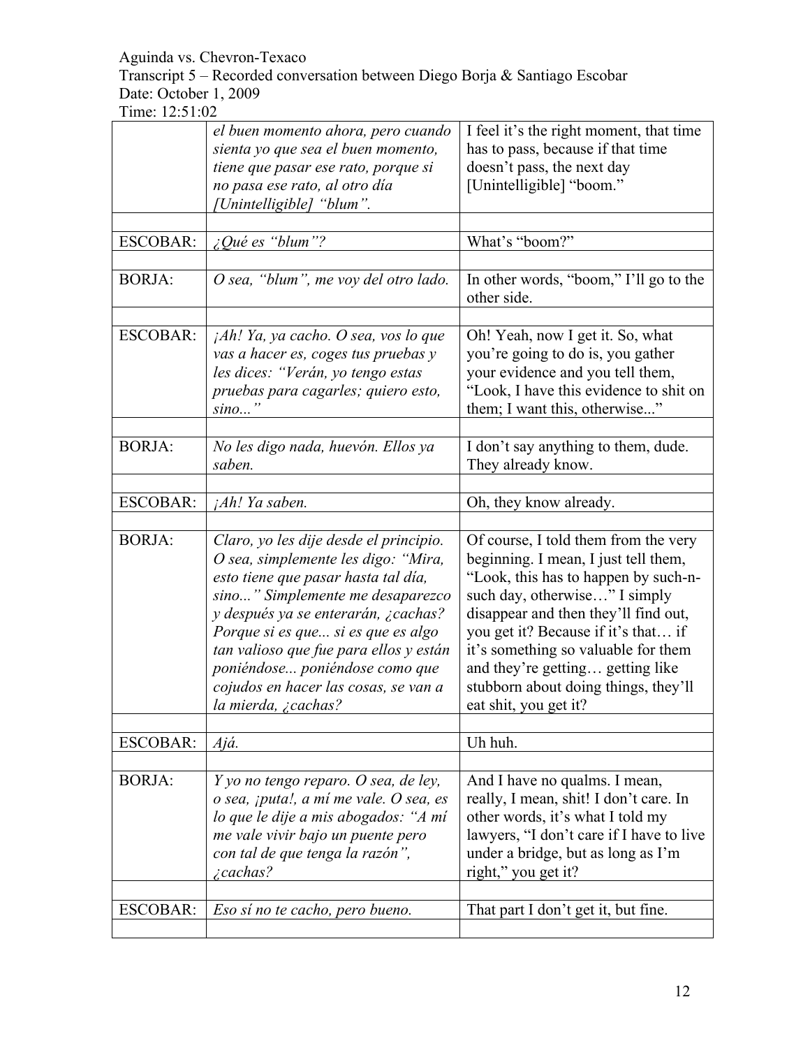Aguinda vs. Chevron-Texaco
Transcript 5 – Recorded conversation between Diego Borja & Santiago Escobar
Date: October 1, 2009
Time: 12:51:02

| | | |
|---|---|---|
| | *el buen momento ahora, pero cuando sienta yo que sea el buen momento, tiene que pasar ese rato, porque si no pasa ese rato, al otro día [Unintelligible] "blum".* | I feel it's the right moment, that time has to pass, because if that time doesn't pass, the next day [Unintelligible] "boom." |
| | | |
| ESCOBAR: | *¿Qué es "blum"?* | What's "boom?" |
| | | |
| BORJA: | *O sea, "blum", me voy del otro lado.* | In other words, "boom," I'll go to the other side. |
| | | |
| ESCOBAR: | *¡Ah! Ya, ya cacho. O sea, vos lo que vas a hacer es, coges tus pruebas y les dices: "Verán, yo tengo estas pruebas para cagarles; quiero esto, sino..."* | Oh! Yeah, now I get it. So, what you're going to do is, you gather your evidence and you tell them, "Look, I have this evidence to shit on them; I want this, otherwise..." |
| | | |
| BORJA: | *No les digo nada, huevón. Ellos ya saben.* | I don't say anything to them, dude. They already know. |
| | | |
| ESCOBAR: | *¡Ah! Ya saben.* | Oh, they know already. |
| | | |
| BORJA: | *Claro, yo les dije desde el principio. O sea, simplemente les digo: "Mira, esto tiene que pasar hasta tal día, sino..." Simplemente me desaparezco y después ya se enterarán, ¿cachas? Porque si es que... si es que es algo tan valioso que fue para ellos y están poniéndose... poniéndose como que cojudos en hacer las cosas, se van a la mierda, ¿cachas?* | Of course, I told them from the very beginning. I mean, I just tell them, "Look, this has to happen by such-n-such day, otherwise…" I simply disappear and then they'll find out, you get it? Because if it's that… if it's something so valuable for them and they're getting… getting like stubborn about doing things, they'll eat shit, you get it? |
| | | |
| ESCOBAR: | *Ajá.* | Uh huh. |
| | | |
| BORJA: | *Y yo no tengo reparo. O sea, de ley, o sea, ¡puta!, a mí me vale. O sea, es lo que le dije a mis abogados: "A mí me vale vivir bajo un puente pero con tal de que tenga la razón", ¿cachas?* | And I have no qualms. I mean, really, I mean, shit! I don't care. In other words, it's what I told my lawyers, "I don't care if I have to live under a bridge, but as long as I'm right," you get it? |
| | | |
| ESCOBAR: | *Eso sí no te cacho, pero bueno.* | That part I don't get it, but fine. |
| | | |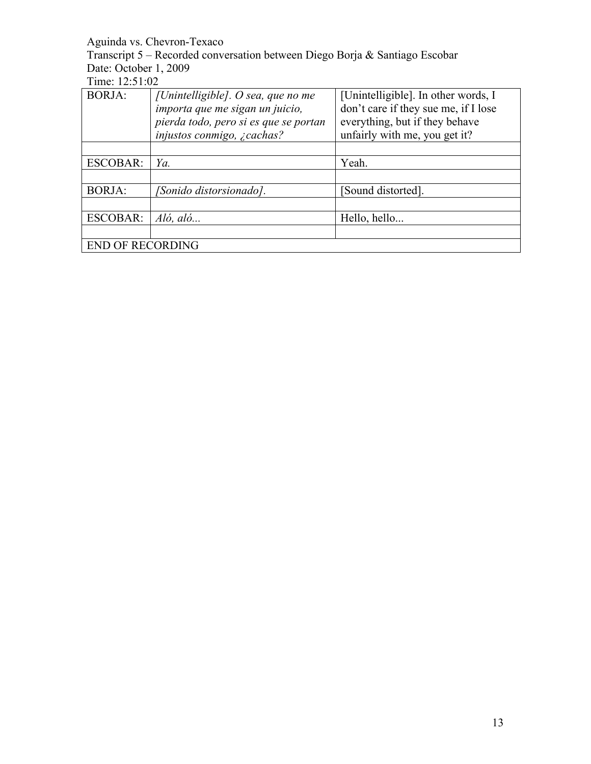Aguinda vs. Chevron-Texaco
Transcript 5 – Recorded conversation between Diego Borja & Santiago Escobar
Date: October 1, 2009
Time: 12:51:02

| | | |
|---|---|---|
| BORJA: | *[Unintelligible]. O sea, que no me importa que me sigan un juicio, pierda todo, pero si es que se portan injustos conmigo, ¿cachas?* | [Unintelligible]. In other words, I don't care if they sue me, if I lose everything, but if they behave unfairly with me, you get it? |
| | | |
| ESCOBAR: | *Ya.* | Yeah. |
| | | |
| BORJA: | *[Sonido distorsionado].* | [Sound distorted]. |
| | | |
| ESCOBAR: | *Aló, aló...* | Hello, hello... |
| | | |
| END OF RECORDING | | |